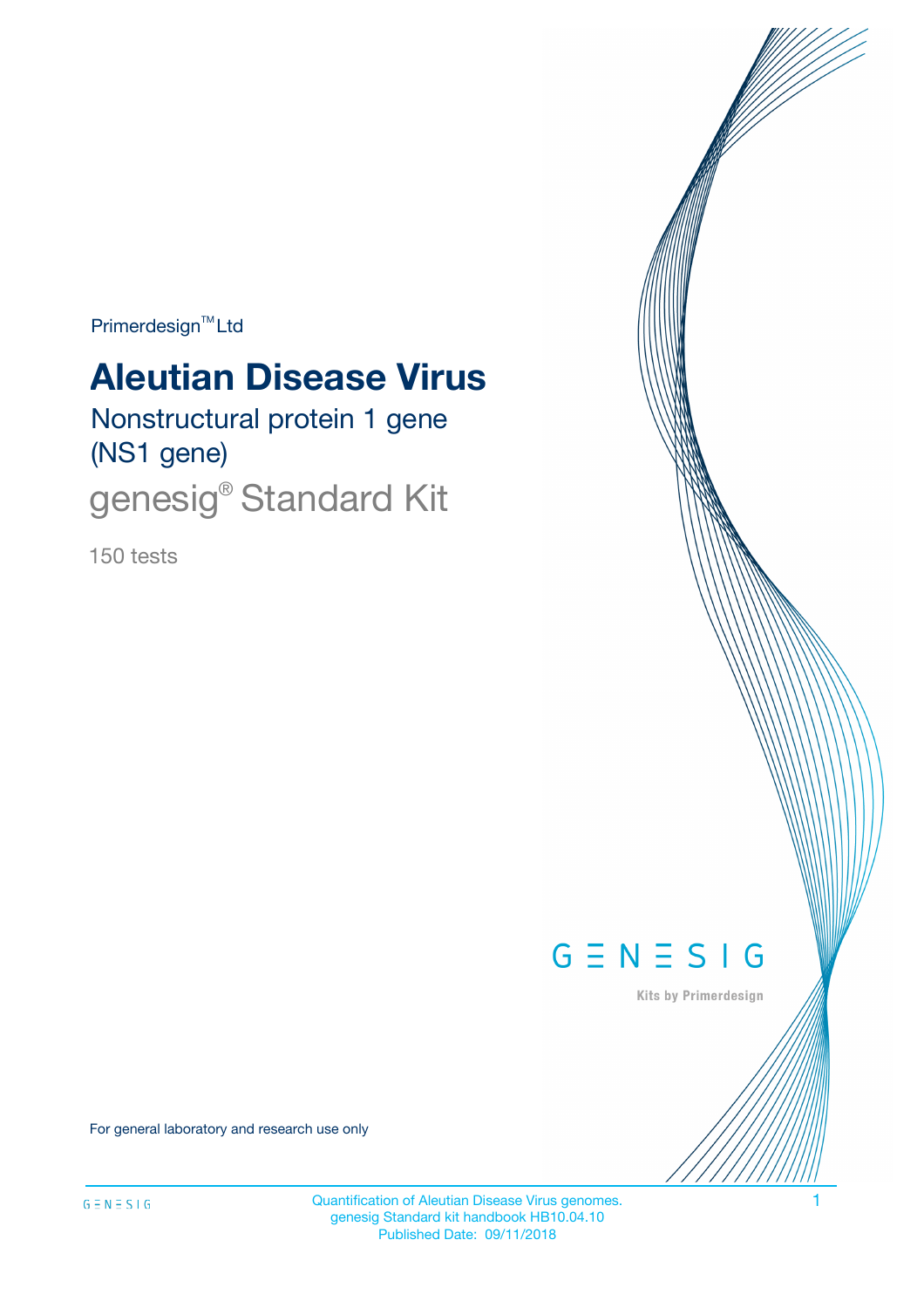Primerdesign™ Ltd

# Aleutian Disease Virus

## Nonstructural protein 1 gene (NS1 gene)

## genesig® Standard Kit

150 tests

GENESIG

Kits by Primerdesign

For general laboratory and research use only

Quantification of Aleutian Disease Virus genomes.
genesig Standard kit handbook HB10.04.10
Published Date: 09/11/2018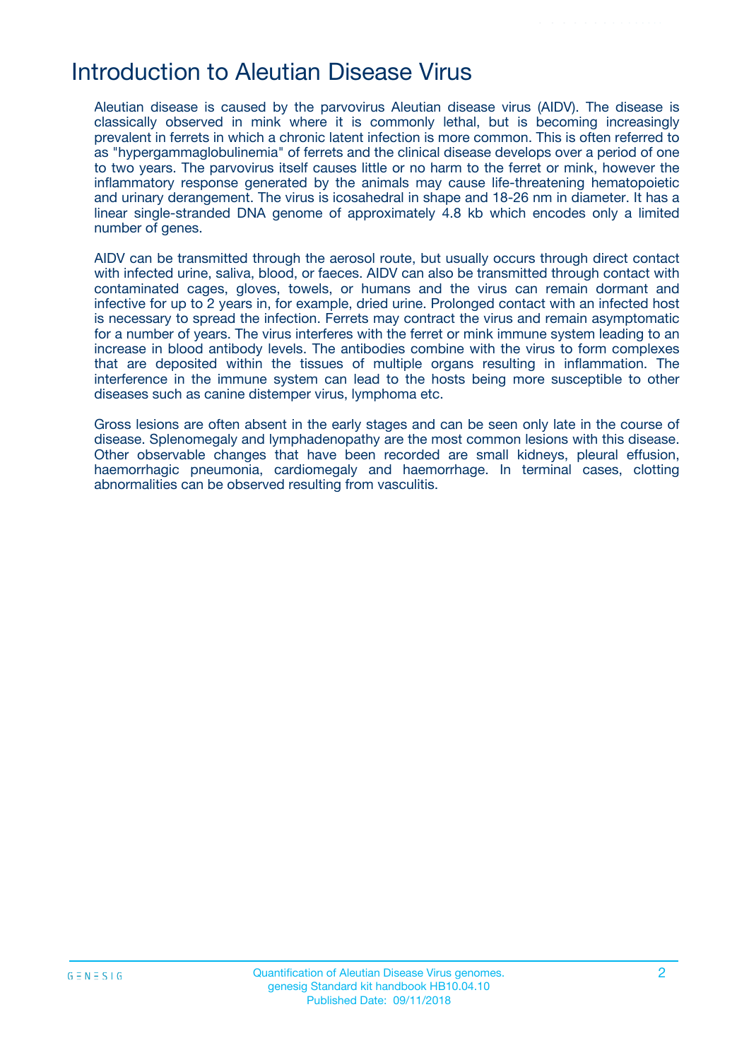# Introduction to Aleutian Disease Virus

Aleutian disease is caused by the parvovirus Aleutian disease virus (AIDV). The disease is classically observed in mink where it is commonly lethal, but is becoming increasingly prevalent in ferrets in which a chronic latent infection is more common. This is often referred to as "hypergammaglobulinemia" of ferrets and the clinical disease develops over a period of one to two years. The parvovirus itself causes little or no harm to the ferret or mink, however the inflammatory response generated by the animals may cause life-threatening hematopoietic and urinary derangement. The virus is icosahedral in shape and 18-26 nm in diameter. It has a linear single-stranded DNA genome of approximately 4.8 kb which encodes only a limited number of genes.

AIDV can be transmitted through the aerosol route, but usually occurs through direct contact with infected urine, saliva, blood, or faeces. AIDV can also be transmitted through contact with contaminated cages, gloves, towels, or humans and the virus can remain dormant and infective for up to 2 years in, for example, dried urine. Prolonged contact with an infected host is necessary to spread the infection. Ferrets may contract the virus and remain asymptomatic for a number of years. The virus interferes with the ferret or mink immune system leading to an increase in blood antibody levels. The antibodies combine with the virus to form complexes that are deposited within the tissues of multiple organs resulting in inflammation. The interference in the immune system can lead to the hosts being more susceptible to other diseases such as canine distemper virus, lymphoma etc.

Gross lesions are often absent in the early stages and can be seen only late in the course of disease. Splenomegaly and lymphadenopathy are the most common lesions with this disease. Other observable changes that have been recorded are small kidneys, pleural effusion, haemorrhagic pneumonia, cardiomegaly and haemorrhage. In terminal cases, clotting abnormalities can be observed resulting from vasculitis.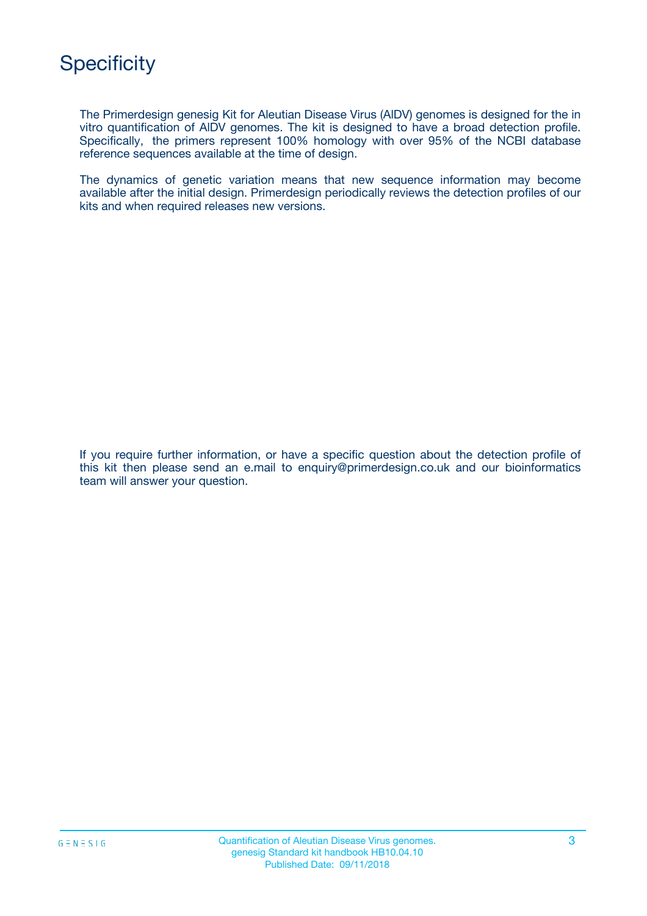# Specificity

The Primerdesign genesig Kit for Aleutian Disease Virus (AIDV) genomes is designed for the in vitro quantification of AIDV genomes. The kit is designed to have a broad detection profile. Specifically, the primers represent 100% homology with over 95% of the NCBI database reference sequences available at the time of design.

The dynamics of genetic variation means that new sequence information may become available after the initial design. Primerdesign periodically reviews the detection profiles of our kits and when required releases new versions.

If you require further information, or have a specific question about the detection profile of this kit then please send an e.mail to enquiry@primerdesign.co.uk and our bioinformatics team will answer your question.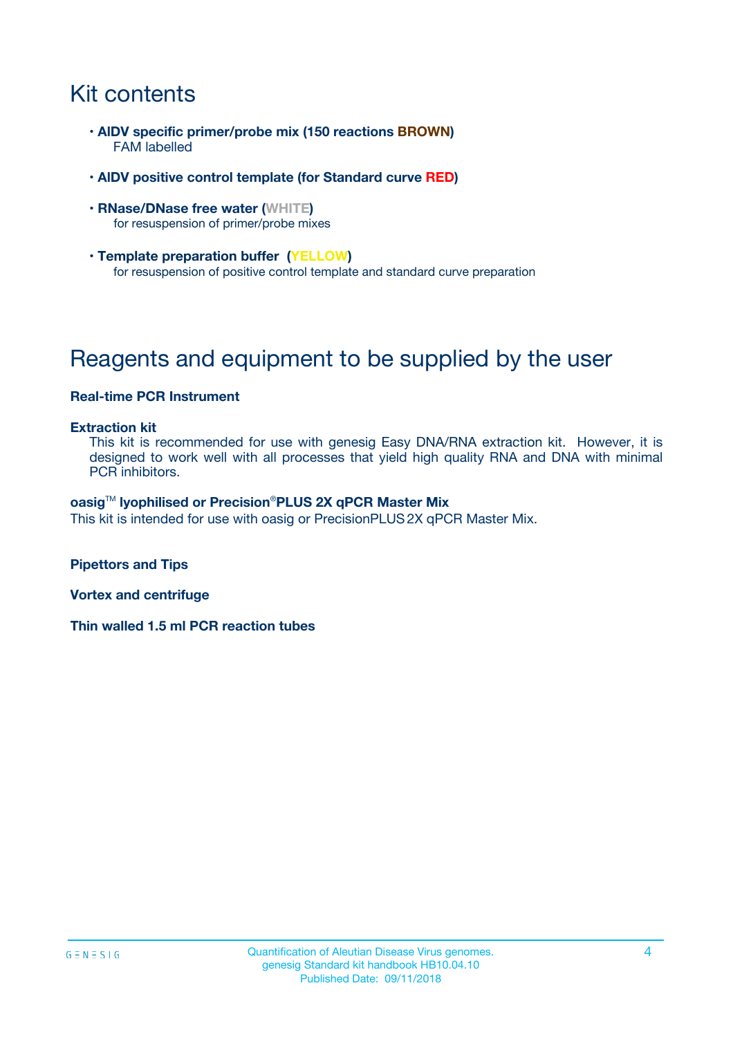# Kit contents

- **AIDV specific primer/probe mix (150 reactions BROWN)**
  FAM labelled
- **AIDV positive control template (for Standard curve RED)**
- **RNase/DNase free water (WHITE)**
  for resuspension of primer/probe mixes
- **Template preparation buffer (YELLOW)**
  for resuspension of positive control template and standard curve preparation

# Reagents and equipment to be supplied by the user

**Real-time PCR Instrument**

**Extraction kit**
This kit is recommended for use with genesig Easy DNA/RNA extraction kit. However, it is designed to work well with all processes that yield high quality RNA and DNA with minimal PCR inhibitors.

**oasig™ lyophilised or Precision®PLUS 2X qPCR Master Mix**
This kit is intended for use with oasig or PrecisionPLUS 2X qPCR Master Mix.

**Pipettors and Tips**

**Vortex and centrifuge**

**Thin walled 1.5 ml PCR reaction tubes**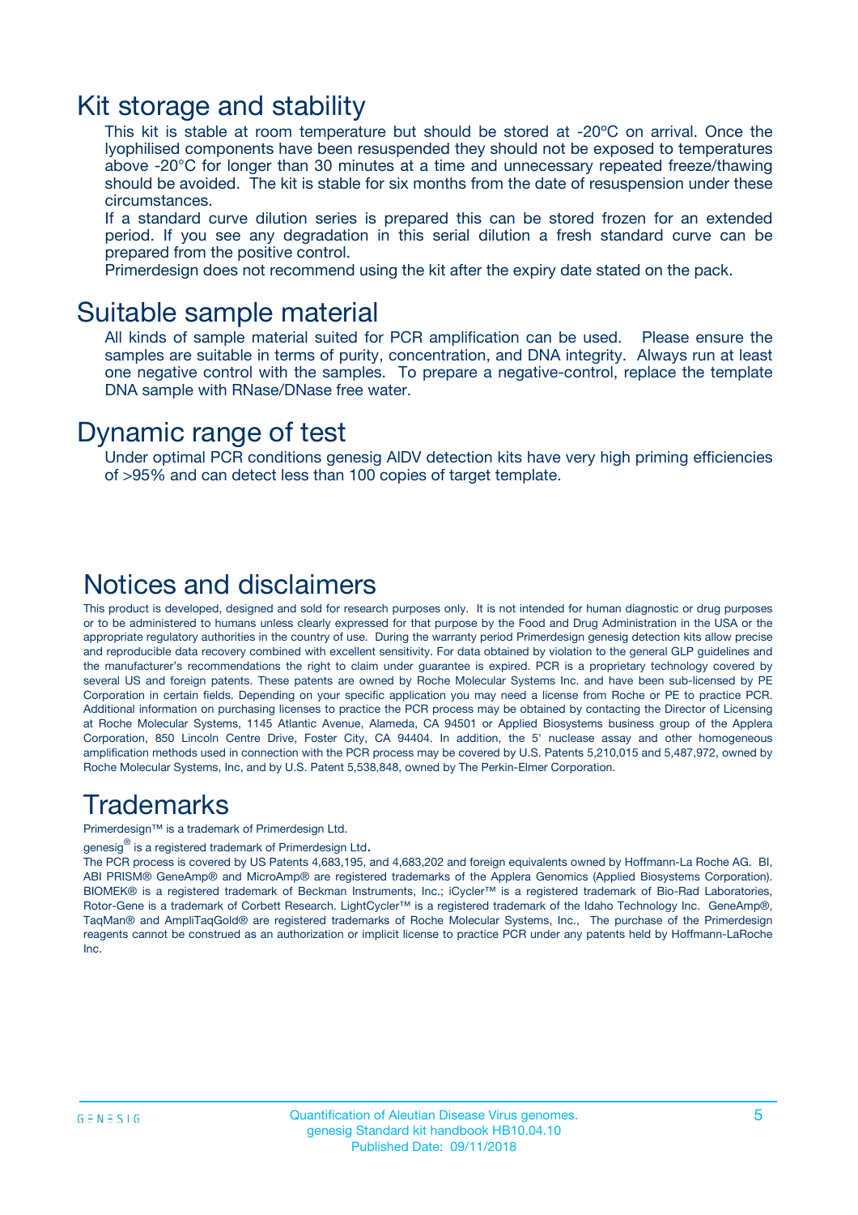# Kit storage and stability

This kit is stable at room temperature but should be stored at -20ºC on arrival. Once the lyophilised components have been resuspended they should not be exposed to temperatures above -20°C for longer than 30 minutes at a time and unnecessary repeated freeze/thawing should be avoided. The kit is stable for six months from the date of resuspension under these circumstances.

If a standard curve dilution series is prepared this can be stored frozen for an extended period. If you see any degradation in this serial dilution a fresh standard curve can be prepared from the positive control.

Primerdesign does not recommend using the kit after the expiry date stated on the pack.

# Suitable sample material

All kinds of sample material suited for PCR amplification can be used. Please ensure the samples are suitable in terms of purity, concentration, and DNA integrity. Always run at least one negative control with the samples. To prepare a negative-control, replace the template DNA sample with RNase/DNase free water.

# Dynamic range of test

Under optimal PCR conditions genesig AlDV detection kits have very high priming efficiencies of >95% and can detect less than 100 copies of target template.

# Notices and disclaimers

This product is developed, designed and sold for research purposes only. It is not intended for human diagnostic or drug purposes or to be administered to humans unless clearly expressed for that purpose by the Food and Drug Administration in the USA or the appropriate regulatory authorities in the country of use. During the warranty period Primerdesign genesig detection kits allow precise and reproducible data recovery combined with excellent sensitivity. For data obtained by violation to the general GLP guidelines and the manufacturer's recommendations the right to claim under guarantee is expired. PCR is a proprietary technology covered by several US and foreign patents. These patents are owned by Roche Molecular Systems Inc. and have been sub-licensed by PE Corporation in certain fields. Depending on your specific application you may need a license from Roche or PE to practice PCR. Additional information on purchasing licenses to practice the PCR process may be obtained by contacting the Director of Licensing at Roche Molecular Systems, 1145 Atlantic Avenue, Alameda, CA 94501 or Applied Biosystems business group of the Applera Corporation, 850 Lincoln Centre Drive, Foster City, CA 94404. In addition, the 5' nuclease assay and other homogeneous amplification methods used in connection with the PCR process may be covered by U.S. Patents 5,210,015 and 5,487,972, owned by Roche Molecular Systems, Inc, and by U.S. Patent 5,538,848, owned by The Perkin-Elmer Corporation.

# Trademarks

Primerdesign™ is a trademark of Primerdesign Ltd.

genesig® is a registered trademark of Primerdesign Ltd.

The PCR process is covered by US Patents 4,683,195, and 4,683,202 and foreign equivalents owned by Hoffmann-La Roche AG. BI, ABI PRISM® GeneAmp® and MicroAmp® are registered trademarks of the Applera Genomics (Applied Biosystems Corporation). BIOMEK® is a registered trademark of Beckman Instruments, Inc.; iCycler™ is a registered trademark of Bio-Rad Laboratories, Rotor-Gene is a trademark of Corbett Research. LightCycler™ is a registered trademark of the Idaho Technology Inc. GeneAmp®, TaqMan® and AmpliTaqGold® are registered trademarks of Roche Molecular Systems, Inc., The purchase of the Primerdesign reagents cannot be construed as an authorization or implicit license to practice PCR under any patents held by Hoffmann-LaRoche Inc.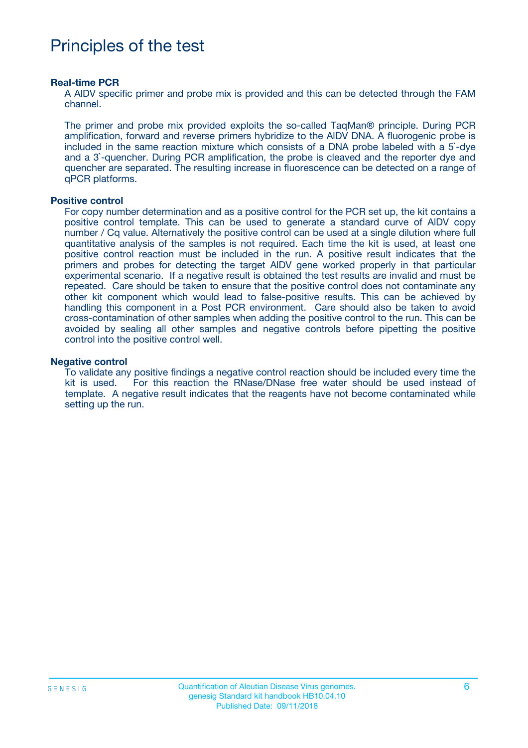# Principles of the test

**Real-time PCR**

A AlDV specific primer and probe mix is provided and this can be detected through the FAM channel.

The primer and probe mix provided exploits the so-called TaqMan® principle. During PCR amplification, forward and reverse primers hybridize to the AlDV DNA. A fluorogenic probe is included in the same reaction mixture which consists of a DNA probe labeled with a 5`-dye and a 3`-quencher. During PCR amplification, the probe is cleaved and the reporter dye and quencher are separated. The resulting increase in fluorescence can be detected on a range of qPCR platforms.

**Positive control**

For copy number determination and as a positive control for the PCR set up, the kit contains a positive control template. This can be used to generate a standard curve of AlDV copy number / Cq value. Alternatively the positive control can be used at a single dilution where full quantitative analysis of the samples is not required. Each time the kit is used, at least one positive control reaction must be included in the run. A positive result indicates that the primers and probes for detecting the target AlDV gene worked properly in that particular experimental scenario. If a negative result is obtained the test results are invalid and must be repeated. Care should be taken to ensure that the positive control does not contaminate any other kit component which would lead to false-positive results. This can be achieved by handling this component in a Post PCR environment. Care should also be taken to avoid cross-contamination of other samples when adding the positive control to the run. This can be avoided by sealing all other samples and negative controls before pipetting the positive control into the positive control well.

**Negative control**

To validate any positive findings a negative control reaction should be included every time the kit is used. For this reaction the RNase/DNase free water should be used instead of template. A negative result indicates that the reagents have not become contaminated while setting up the run.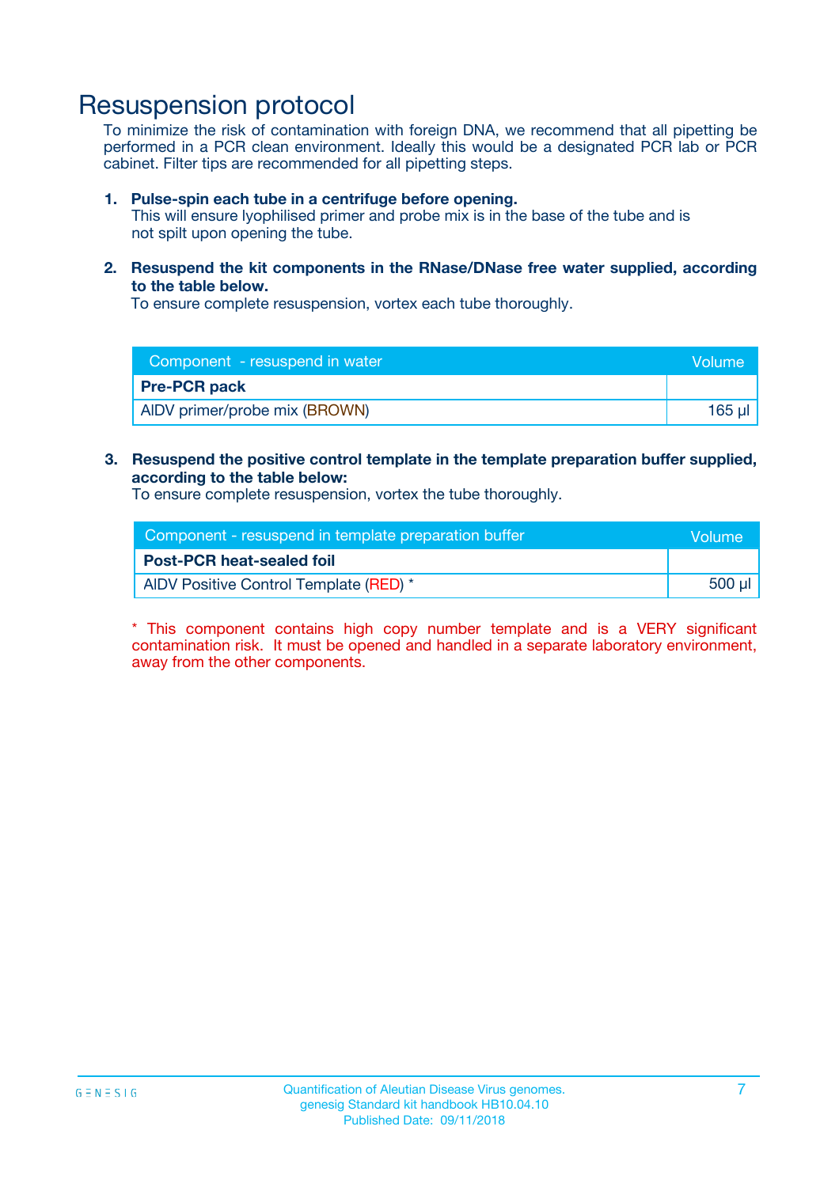# Resuspension protocol

To minimize the risk of contamination with foreign DNA, we recommend that all pipetting be performed in a PCR clean environment. Ideally this would be a designated PCR lab or PCR cabinet. Filter tips are recommended for all pipetting steps.

1. **Pulse-spin each tube in a centrifuge before opening.**
   This will ensure lyophilised primer and probe mix is in the base of the tube and is not spilt upon opening the tube.

2. **Resuspend the kit components in the RNase/DNase free water supplied, according to the table below.**
   To ensure complete resuspension, vortex each tube thoroughly.

| Component - resuspend in water | Volume |
|---|---|
| **Pre-PCR pack** | |
| AIDV primer/probe mix (BROWN) | 165 µl |

3. **Resuspend the positive control template in the template preparation buffer supplied, according to the table below:**
   To ensure complete resuspension, vortex the tube thoroughly.

| Component - resuspend in template preparation buffer | Volume |
|---|---|
| **Post-PCR heat-sealed foil** | |
| AIDV Positive Control Template (RED) * | 500 µl |

* This component contains high copy number template and is a VERY significant contamination risk. It must be opened and handled in a separate laboratory environment, away from the other components.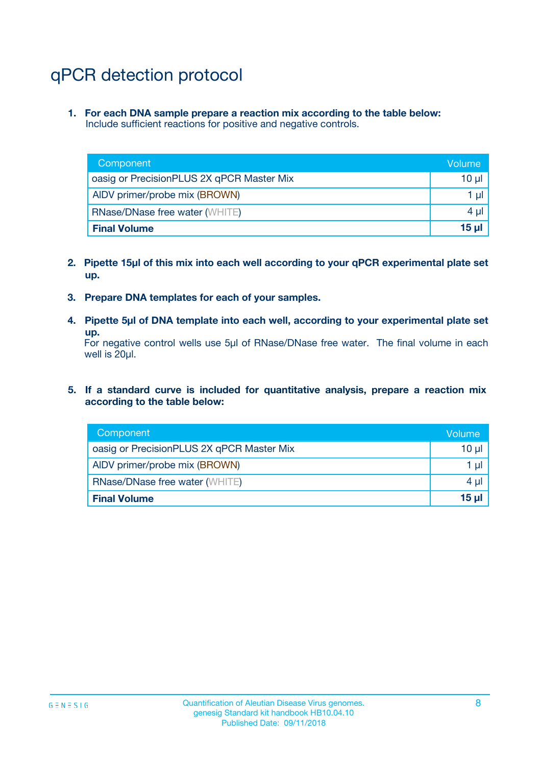# qPCR detection protocol

1. **For each DNA sample prepare a reaction mix according to the table below:**
   Include sufficient reactions for positive and negative controls.

| Component | Volume |
|---|---|
| oasig or PrecisionPLUS 2X qPCR Master Mix | 10 µl |
| AIDV primer/probe mix (BROWN) | 1 µl |
| RNase/DNase free water (WHITE) | 4 µl |
| **Final Volume** | **15 µl** |

2. **Pipette 15µl of this mix into each well according to your qPCR experimental plate set up.**

3. **Prepare DNA templates for each of your samples.**

4. **Pipette 5µl of DNA template into each well, according to your experimental plate set up.**
   For negative control wells use 5µl of RNase/DNase free water. The final volume in each well is 20µl.

5. **If a standard curve is included for quantitative analysis, prepare a reaction mix according to the table below:**

| Component | Volume |
|---|---|
| oasig or PrecisionPLUS 2X qPCR Master Mix | 10 µl |
| AIDV primer/probe mix (BROWN) | 1 µl |
| RNase/DNase free water (WHITE) | 4 µl |
| **Final Volume** | **15 µl** |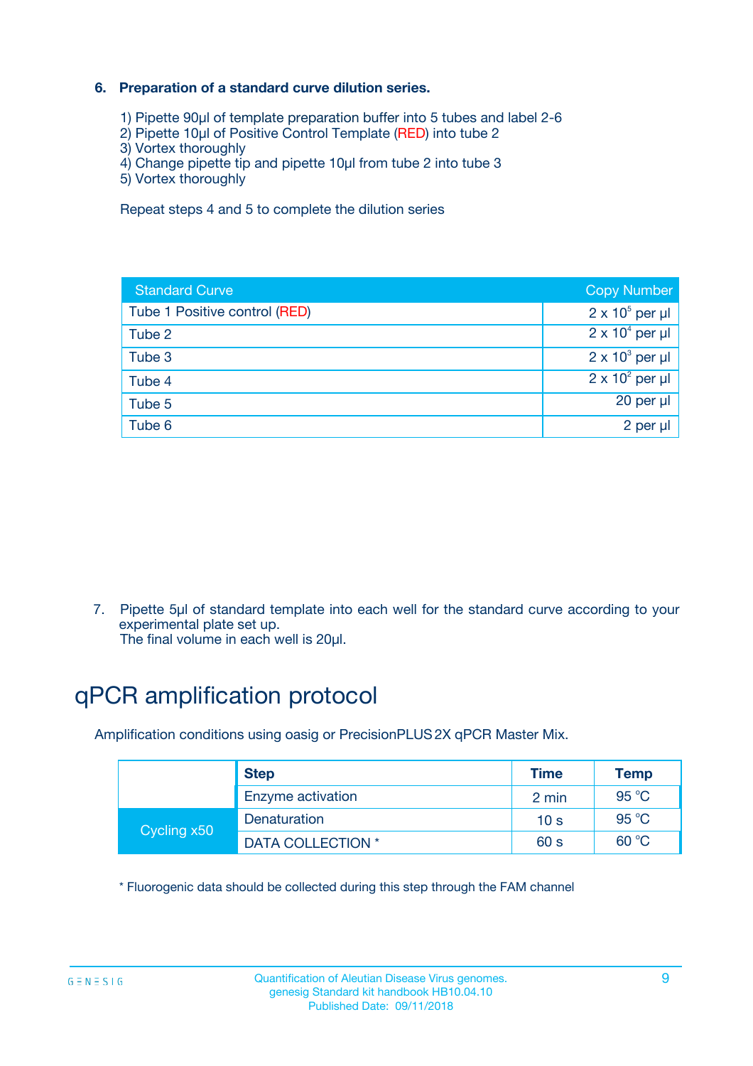### 6. Preparation of a standard curve dilution series.

1) Pipette 90µl of template preparation buffer into 5 tubes and label 2-6
2) Pipette 10µl of Positive Control Template (RED) into tube 2
3) Vortex thoroughly
4) Change pipette tip and pipette 10µl from tube 2 into tube 3
5) Vortex thoroughly

Repeat steps 4 and 5 to complete the dilution series

| Standard Curve | Copy Number |
|---|---|
| Tube 1 Positive control (RED) | $2 \times 10^5$ per µl |
| Tube 2 | $2 \times 10^4$ per µl |
| Tube 3 | $2 \times 10^3$ per µl |
| Tube 4 | $2 \times 10^2$ per µl |
| Tube 5 | 20 per µl |
| Tube 6 | 2 per µl |

7. Pipette 5µl of standard template into each well for the standard curve according to your experimental plate set up.
The final volume in each well is 20µl.

# qPCR amplification protocol

Amplification conditions using oasig or PrecisionPLUS 2X qPCR Master Mix.

| | Step | Time | Temp |
|---|---|---|---|
| | Enzyme activation | 2 min | 95 °C |
| Cycling x50 | Denaturation | 10 s | 95 °C |
| | DATA COLLECTION * | 60 s | 60 °C |

* Fluorogenic data should be collected during this step through the FAM channel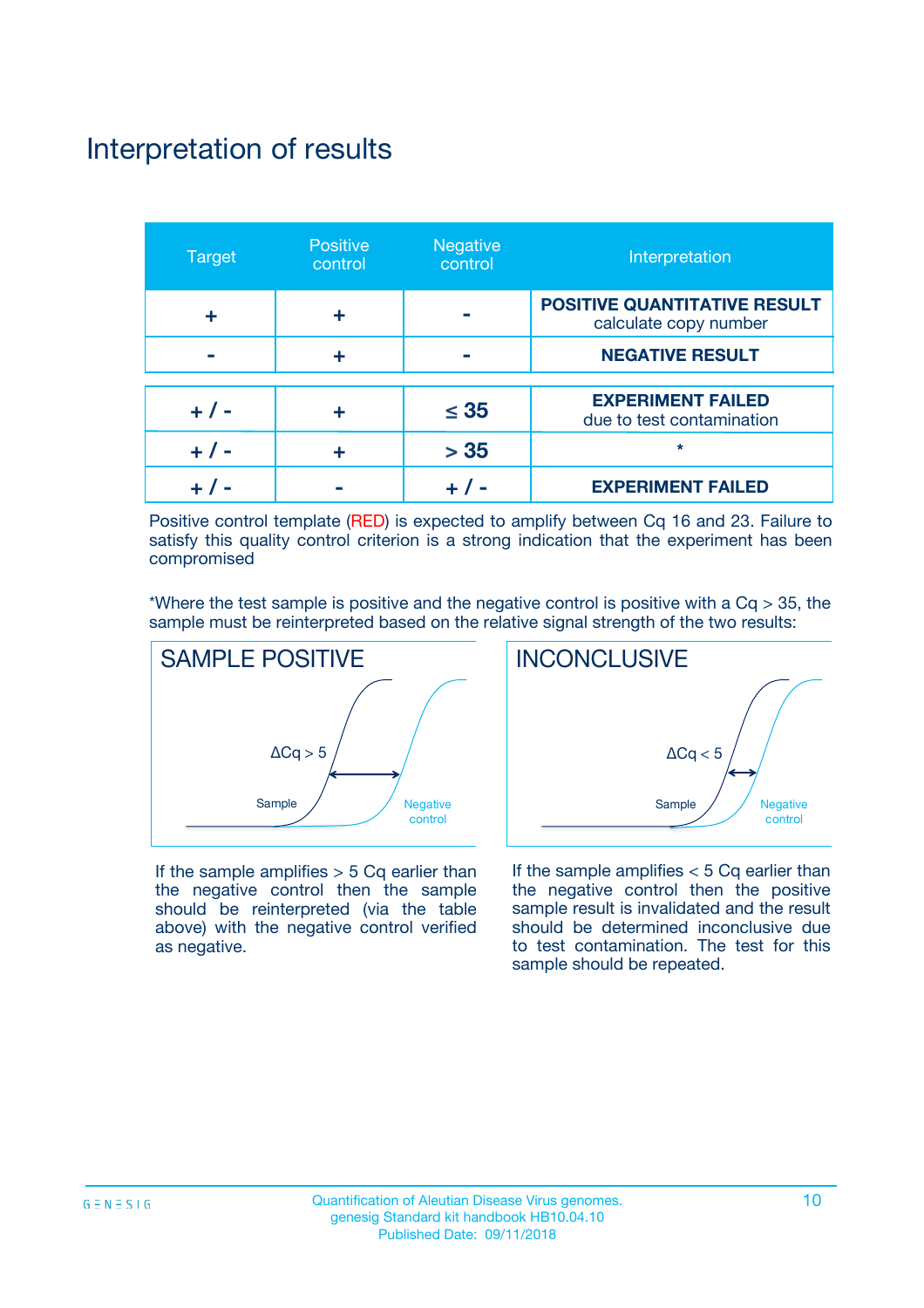# Interpretation of results

| Target | Positive control | Negative control | Interpretation |
|---|---|---|---|
| + | + | - | **POSITIVE QUANTITATIVE RESULT** calculate copy number |
| - | + | - | **NEGATIVE RESULT** |
| + / - | + | ≤ 35 | **EXPERIMENT FAILED** due to test contamination |
| + / - | + | > 35 | * |
| + / - | - | + / - | **EXPERIMENT FAILED** |

Positive control template (RED) is expected to amplify between Cq 16 and 23. Failure to satisfy this quality control criterion is a strong indication that the experiment has been compromised

*Where the test sample is positive and the negative control is positive with a Cq > 35, the sample must be reinterpreted based on the relative signal strength of the two results:

SAMPLE POSITIVE

ΔCq > 5

Sample

Negative control

If the sample amplifies > 5 Cq earlier than the negative control then the sample should be reinterpreted (via the table above) with the negative control verified as negative.

INCONCLUSIVE

ΔCq < 5

Sample

Negative control

If the sample amplifies < 5 Cq earlier than the negative control then the positive sample result is invalidated and the result should be determined inconclusive due to test contamination. The test for this sample should be repeated.